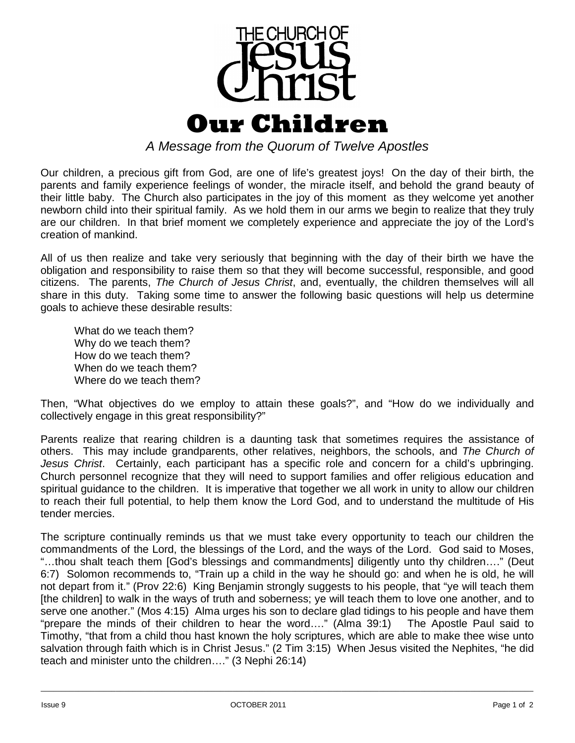THE CHURCH OF Jesus Christ

# Our Children

*A Message from the Quorum of Twelve Apostles*

Our children, a precious gift from God, are one of life's greatest joys! On the day of their birth, the parents and family experience feelings of wonder, the miracle itself, and behold the grand beauty of their little baby. The Church also participates in the joy of this moment as they welcome yet another newborn child into their spiritual family. As we hold them in our arms we begin to realize that they truly are our children. In that brief moment we completely experience and appreciate the joy of the Lord's creation of mankind.

All of us then realize and take very seriously that beginning with the day of their birth we have the obligation and responsibility to raise them so that they will become successful, responsible, and good citizens. The parents, *The Church of Jesus Christ*, and, eventually, the children themselves will all share in this duty. Taking some time to answer the following basic questions will help us determine goals to achieve these desirable results:

What do we teach them?
Why do we teach them?
How do we teach them?
When do we teach them?
Where do we teach them?

Then, "What objectives do we employ to attain these goals?", and "How do we individually and collectively engage in this great responsibility?"

Parents realize that rearing children is a daunting task that sometimes requires the assistance of others. This may include grandparents, other relatives, neighbors, the schools, and *The Church of Jesus Christ*. Certainly, each participant has a specific role and concern for a child's upbringing. Church personnel recognize that they will need to support families and offer religious education and spiritual guidance to the children. It is imperative that together we all work in unity to allow our children to reach their full potential, to help them know the Lord God, and to understand the multitude of His tender mercies.

The scripture continually reminds us that we must take every opportunity to teach our children the commandments of the Lord, the blessings of the Lord, and the ways of the Lord. God said to Moses, "…thou shalt teach them [God's blessings and commandments] diligently unto thy children…." (Deut 6:7) Solomon recommends to, "Train up a child in the way he should go: and when he is old, he will not depart from it." (Prov 22:6) King Benjamin strongly suggests to his people, that "ye will teach them [the children] to walk in the ways of truth and soberness; ye will teach them to love one another, and to serve one another." (Mos 4:15) Alma urges his son to declare glad tidings to his people and have them "prepare the minds of their children to hear the word…." (Alma 39:1) The Apostle Paul said to Timothy, "that from a child thou hast known the holy scriptures, which are able to make thee wise unto salvation through faith which is in Christ Jesus." (2 Tim 3:15) When Jesus visited the Nephites, "he did teach and minister unto the children…." (3 Nephi 26:14)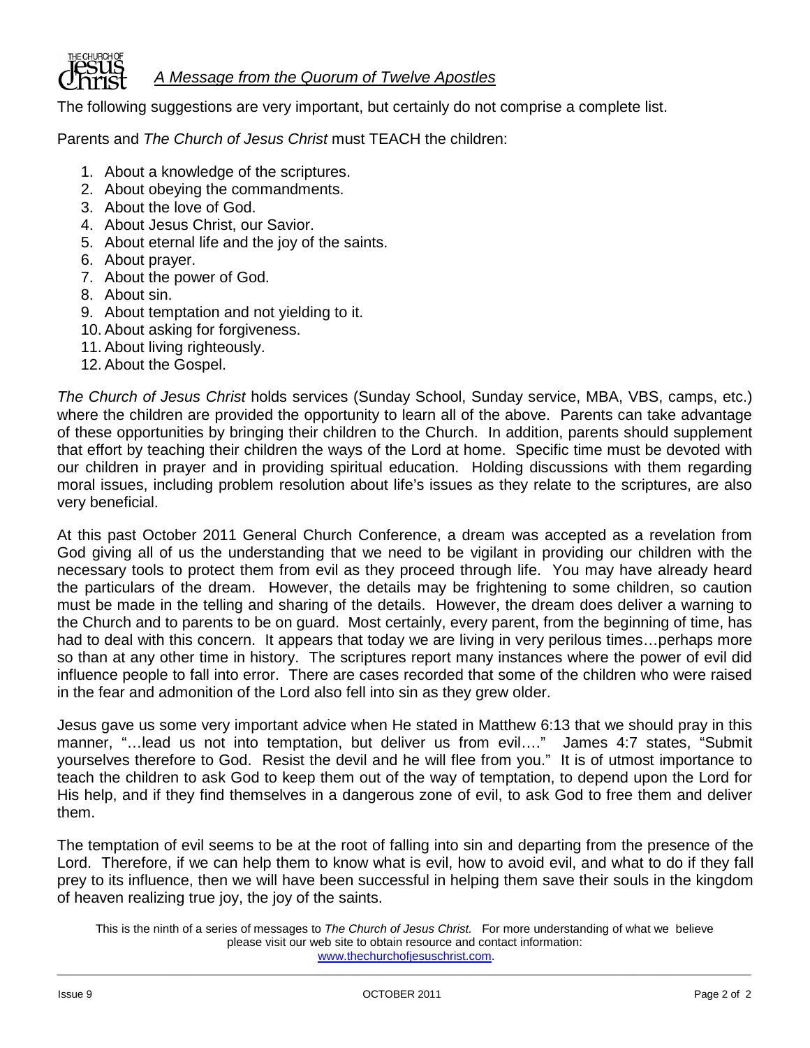*A Message from the Quorum of Twelve Apostles*

The following suggestions are very important, but certainly do not comprise a complete list.

Parents and *The Church of Jesus Christ* must TEACH the children:

1. About a knowledge of the scriptures.
2. About obeying the commandments.
3. About the love of God.
4. About Jesus Christ, our Savior.
5. About eternal life and the joy of the saints.
6. About prayer.
7. About the power of God.
8. About sin.
9. About temptation and not yielding to it.
10. About asking for forgiveness.
11. About living righteously.
12. About the Gospel.

*The Church of Jesus Christ* holds services (Sunday School, Sunday service, MBA, VBS, camps, etc.) where the children are provided the opportunity to learn all of the above. Parents can take advantage of these opportunities by bringing their children to the Church. In addition, parents should supplement that effort by teaching their children the ways of the Lord at home. Specific time must be devoted with our children in prayer and in providing spiritual education. Holding discussions with them regarding moral issues, including problem resolution about life's issues as they relate to the scriptures, are also very beneficial.

At this past October 2011 General Church Conference, a dream was accepted as a revelation from God giving all of us the understanding that we need to be vigilant in providing our children with the necessary tools to protect them from evil as they proceed through life. You may have already heard the particulars of the dream. However, the details may be frightening to some children, so caution must be made in the telling and sharing of the details. However, the dream does deliver a warning to the Church and to parents to be on guard. Most certainly, every parent, from the beginning of time, has had to deal with this concern. It appears that today we are living in very perilous times…perhaps more so than at any other time in history. The scriptures report many instances where the power of evil did influence people to fall into error. There are cases recorded that some of the children who were raised in the fear and admonition of the Lord also fell into sin as they grew older.

Jesus gave us some very important advice when He stated in Matthew 6:13 that we should pray in this manner, "…lead us not into temptation, but deliver us from evil…." James 4:7 states, "Submit yourselves therefore to God. Resist the devil and he will flee from you." It is of utmost importance to teach the children to ask God to keep them out of the way of temptation, to depend upon the Lord for His help, and if they find themselves in a dangerous zone of evil, to ask God to free them and deliver them.

The temptation of evil seems to be at the root of falling into sin and departing from the presence of the Lord. Therefore, if we can help them to know what is evil, how to avoid evil, and what to do if they fall prey to its influence, then we will have been successful in helping them save their souls in the kingdom of heaven realizing true joy, the joy of the saints.

This is the ninth of a series of messages to *The Church of Jesus Christ.* For more understanding of what we believe please visit our web site to obtain resource and contact information: [www.thechurchofjesuschrist.com](http://www.thechurchofjesuschrist.com).